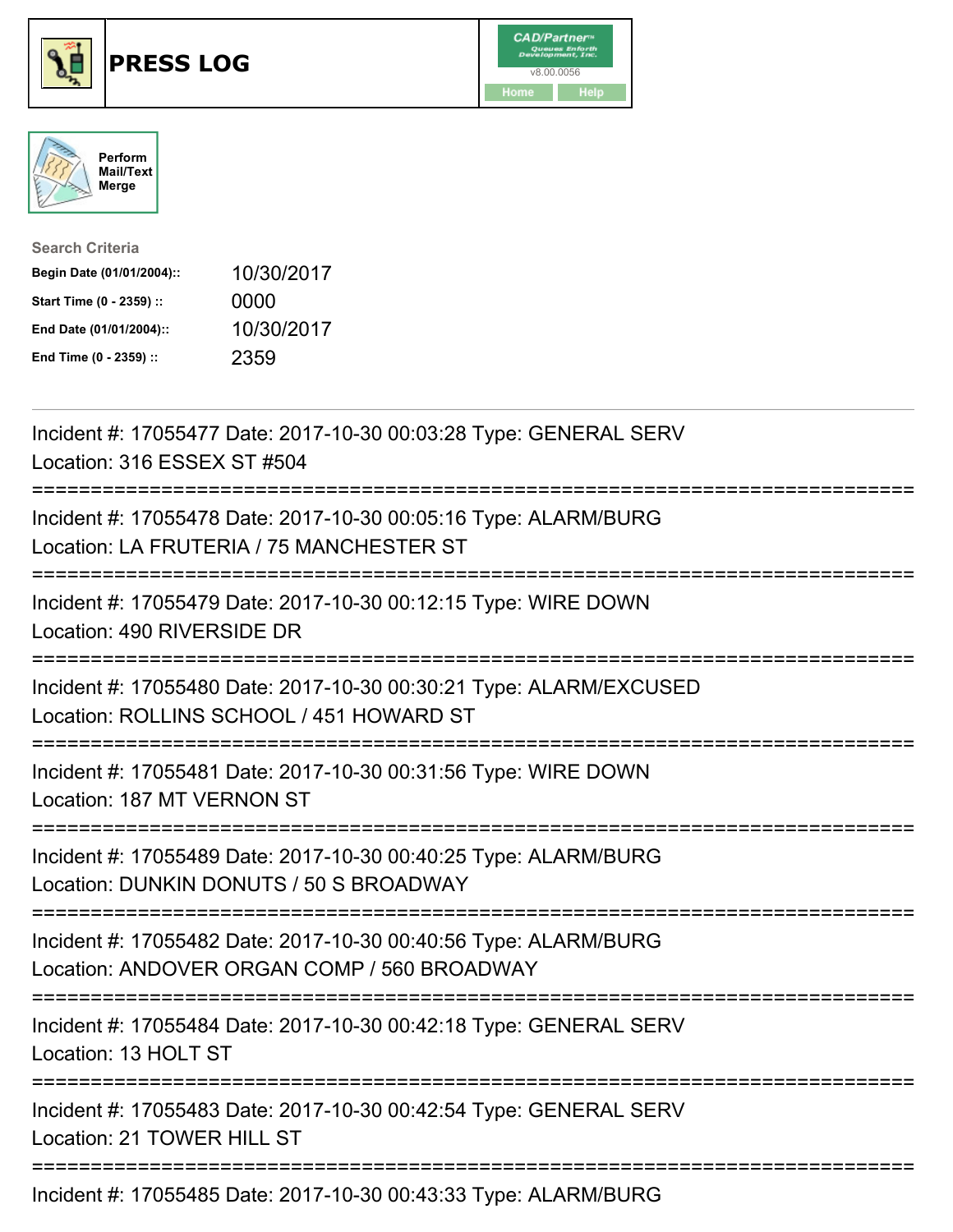# PRESS LOG

CAD/Partner™ v8.00.0056

Home | Help

Perform Mail/Text Merge

**Search Criteria**

| | |
|---|---|
| **Begin Date (01/01/2004)::** | 10/30/2017 |
| **Start Time (0 - 2359) ::** | 0000 |
| **End Date (01/01/2004)::** | 10/30/2017 |
| **End Time (0 - 2359) ::** | 2359 |

---

Incident #: 17055477 Date: 2017-10-30 00:03:28 Type: GENERAL SERV
Location: 316 ESSEX ST #504

===========================================================================

Incident #: 17055478 Date: 2017-10-30 00:05:16 Type: ALARM/BURG
Location: LA FRUTERIA / 75 MANCHESTER ST

===========================================================================

Incident #: 17055479 Date: 2017-10-30 00:12:15 Type: WIRE DOWN
Location: 490 RIVERSIDE DR

===========================================================================

Incident #: 17055480 Date: 2017-10-30 00:30:21 Type: ALARM/EXCUSED
Location: ROLLINS SCHOOL / 451 HOWARD ST

===========================================================================

Incident #: 17055481 Date: 2017-10-30 00:31:56 Type: WIRE DOWN
Location: 187 MT VERNON ST

===========================================================================

Incident #: 17055489 Date: 2017-10-30 00:40:25 Type: ALARM/BURG
Location: DUNKIN DONUTS / 50 S BROADWAY

===========================================================================

Incident #: 17055482 Date: 2017-10-30 00:40:56 Type: ALARM/BURG
Location: ANDOVER ORGAN COMP / 560 BROADWAY

===========================================================================

Incident #: 17055484 Date: 2017-10-30 00:42:18 Type: GENERAL SERV
Location: 13 HOLT ST

===========================================================================

Incident #: 17055483 Date: 2017-10-30 00:42:54 Type: GENERAL SERV
Location: 21 TOWER HILL ST

===========================================================================

Incident #: 17055485 Date: 2017-10-30 00:43:33 Type: ALARM/BURG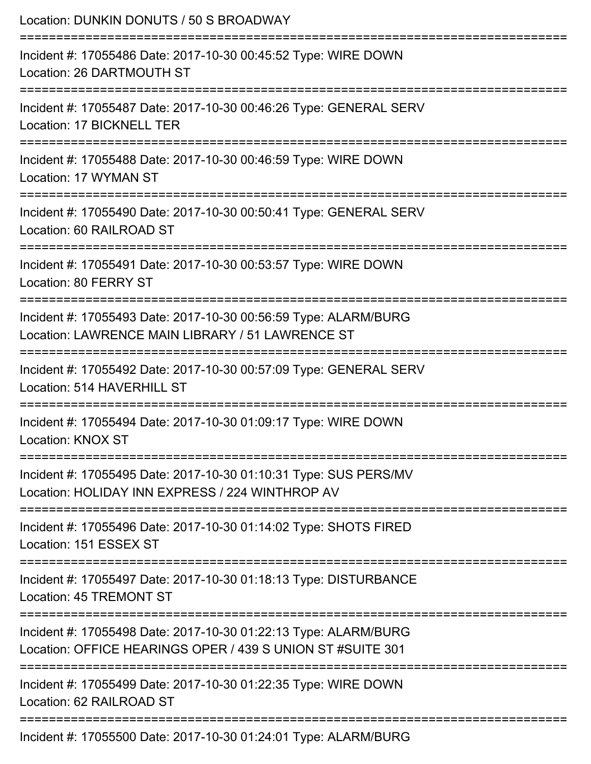Location: DUNKIN DONUTS / 50 S BROADWAY

===========================================================================

Incident #: 17055486 Date: 2017-10-30 00:45:52 Type: WIRE DOWN
Location: 26 DARTMOUTH ST

===========================================================================

Incident #: 17055487 Date: 2017-10-30 00:46:26 Type: GENERAL SERV
Location: 17 BICKNELL TER

===========================================================================

Incident #: 17055488 Date: 2017-10-30 00:46:59 Type: WIRE DOWN
Location: 17 WYMAN ST

===========================================================================

Incident #: 17055490 Date: 2017-10-30 00:50:41 Type: GENERAL SERV
Location: 60 RAILROAD ST

===========================================================================

Incident #: 17055491 Date: 2017-10-30 00:53:57 Type: WIRE DOWN
Location: 80 FERRY ST

===========================================================================

Incident #: 17055493 Date: 2017-10-30 00:56:59 Type: ALARM/BURG
Location: LAWRENCE MAIN LIBRARY / 51 LAWRENCE ST

===========================================================================

Incident #: 17055492 Date: 2017-10-30 00:57:09 Type: GENERAL SERV
Location: 514 HAVERHILL ST

===========================================================================

Incident #: 17055494 Date: 2017-10-30 01:09:17 Type: WIRE DOWN
Location: KNOX ST

===========================================================================

Incident #: 17055495 Date: 2017-10-30 01:10:31 Type: SUS PERS/MV
Location: HOLIDAY INN EXPRESS / 224 WINTHROP AV

===========================================================================

Incident #: 17055496 Date: 2017-10-30 01:14:02 Type: SHOTS FIRED
Location: 151 ESSEX ST

===========================================================================

Incident #: 17055497 Date: 2017-10-30 01:18:13 Type: DISTURBANCE
Location: 45 TREMONT ST

===========================================================================

Incident #: 17055498 Date: 2017-10-30 01:22:13 Type: ALARM/BURG
Location: OFFICE HEARINGS OPER / 439 S UNION ST #SUITE 301

===========================================================================

Incident #: 17055499 Date: 2017-10-30 01:22:35 Type: WIRE DOWN
Location: 62 RAILROAD ST

===========================================================================

Incident #: 17055500 Date: 2017-10-30 01:24:01 Type: ALARM/BURG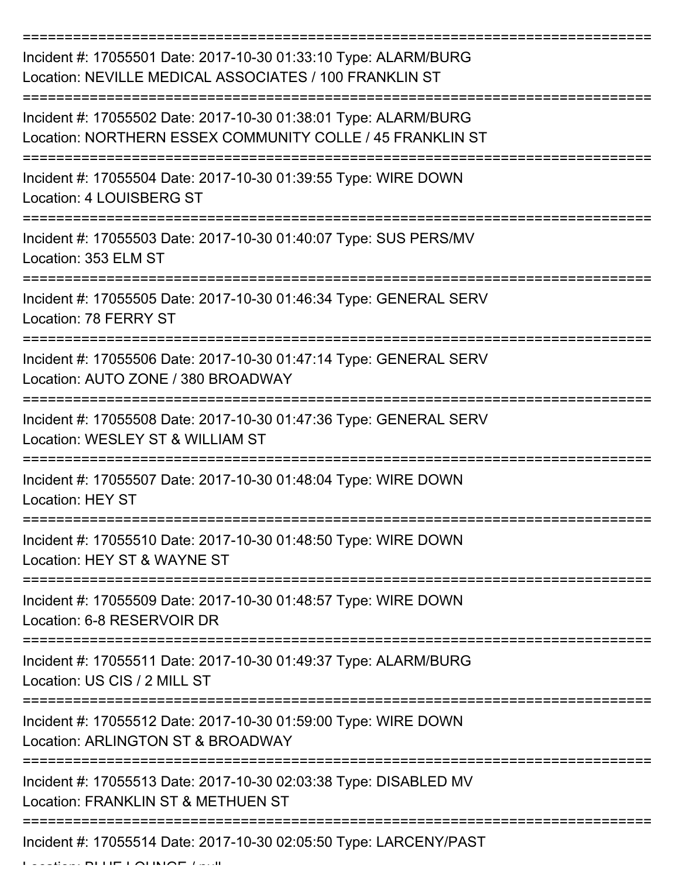Incident #: 17055501 Date: 2017-10-30 01:33:10 Type: ALARM/BURG
Location: NEVILLE MEDICAL ASSOCIATES / 100 FRANKLIN ST

Incident #: 17055502 Date: 2017-10-30 01:38:01 Type: ALARM/BURG
Location: NORTHERN ESSEX COMMUNITY COLLE / 45 FRANKLIN ST

Incident #: 17055504 Date: 2017-10-30 01:39:55 Type: WIRE DOWN
Location: 4 LOUISBERG ST

Incident #: 17055503 Date: 2017-10-30 01:40:07 Type: SUS PERS/MV
Location: 353 ELM ST

Incident #: 17055505 Date: 2017-10-30 01:46:34 Type: GENERAL SERV
Location: 78 FERRY ST

Incident #: 17055506 Date: 2017-10-30 01:47:14 Type: GENERAL SERV
Location: AUTO ZONE / 380 BROADWAY

Incident #: 17055508 Date: 2017-10-30 01:47:36 Type: GENERAL SERV
Location: WESLEY ST & WILLIAM ST

Incident #: 17055507 Date: 2017-10-30 01:48:04 Type: WIRE DOWN
Location: HEY ST

Incident #: 17055510 Date: 2017-10-30 01:48:50 Type: WIRE DOWN
Location: HEY ST & WAYNE ST

Incident #: 17055509 Date: 2017-10-30 01:48:57 Type: WIRE DOWN
Location: 6-8 RESERVOIR DR

Incident #: 17055511 Date: 2017-10-30 01:49:37 Type: ALARM/BURG
Location: US CIS / 2 MILL ST

Incident #: 17055512 Date: 2017-10-30 01:59:00 Type: WIRE DOWN
Location: ARLINGTON ST & BROADWAY

Incident #: 17055513 Date: 2017-10-30 02:03:38 Type: DISABLED MV
Location: FRANKLIN ST & METHUEN ST

Incident #: 17055514 Date: 2017-10-30 02:05:50 Type: LARCENY/PAST
Location: BLUE LOUNGE / null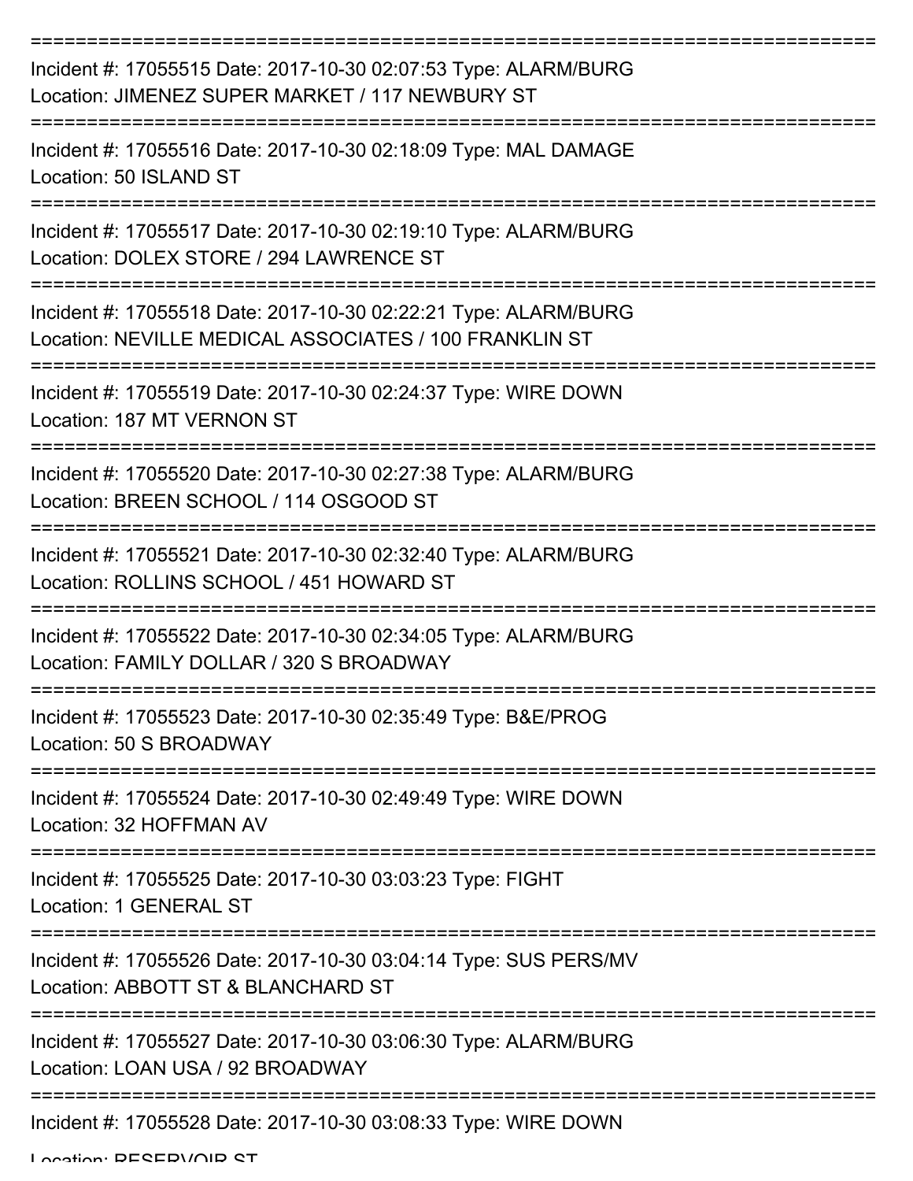===========================================================================

Incident #: 17055515 Date: 2017-10-30 02:07:53 Type: ALARM/BURG

Location: JIMENEZ SUPER MARKET / 117 NEWBURY ST

===========================================================================

Incident #: 17055516 Date: 2017-10-30 02:18:09 Type: MAL DAMAGE

Location: 50 ISLAND ST

===========================================================================

Incident #: 17055517 Date: 2017-10-30 02:19:10 Type: ALARM/BURG

Location: DOLEX STORE / 294 LAWRENCE ST

===========================================================================

Incident #: 17055518 Date: 2017-10-30 02:22:21 Type: ALARM/BURG

Location: NEVILLE MEDICAL ASSOCIATES / 100 FRANKLIN ST

===========================================================================

Incident #: 17055519 Date: 2017-10-30 02:24:37 Type: WIRE DOWN

Location: 187 MT VERNON ST

===========================================================================

Incident #: 17055520 Date: 2017-10-30 02:27:38 Type: ALARM/BURG

Location: BREEN SCHOOL / 114 OSGOOD ST

===========================================================================

Incident #: 17055521 Date: 2017-10-30 02:32:40 Type: ALARM/BURG

Location: ROLLINS SCHOOL / 451 HOWARD ST

===========================================================================

Incident #: 17055522 Date: 2017-10-30 02:34:05 Type: ALARM/BURG

Location: FAMILY DOLLAR / 320 S BROADWAY

===========================================================================

Incident #: 17055523 Date: 2017-10-30 02:35:49 Type: B&E/PROG

Location: 50 S BROADWAY

===========================================================================

Incident #: 17055524 Date: 2017-10-30 02:49:49 Type: WIRE DOWN

Location: 32 HOFFMAN AV

===========================================================================

Incident #: 17055525 Date: 2017-10-30 03:03:23 Type: FIGHT

Location: 1 GENERAL ST

===========================================================================

Incident #: 17055526 Date: 2017-10-30 03:04:14 Type: SUS PERS/MV

Location: ABBOTT ST & BLANCHARD ST

===========================================================================

Incident #: 17055527 Date: 2017-10-30 03:06:30 Type: ALARM/BURG

Location: LOAN USA / 92 BROADWAY

===========================================================================

Incident #: 17055528 Date: 2017-10-30 03:08:33 Type: WIRE DOWN

Location: RESERVOIR ST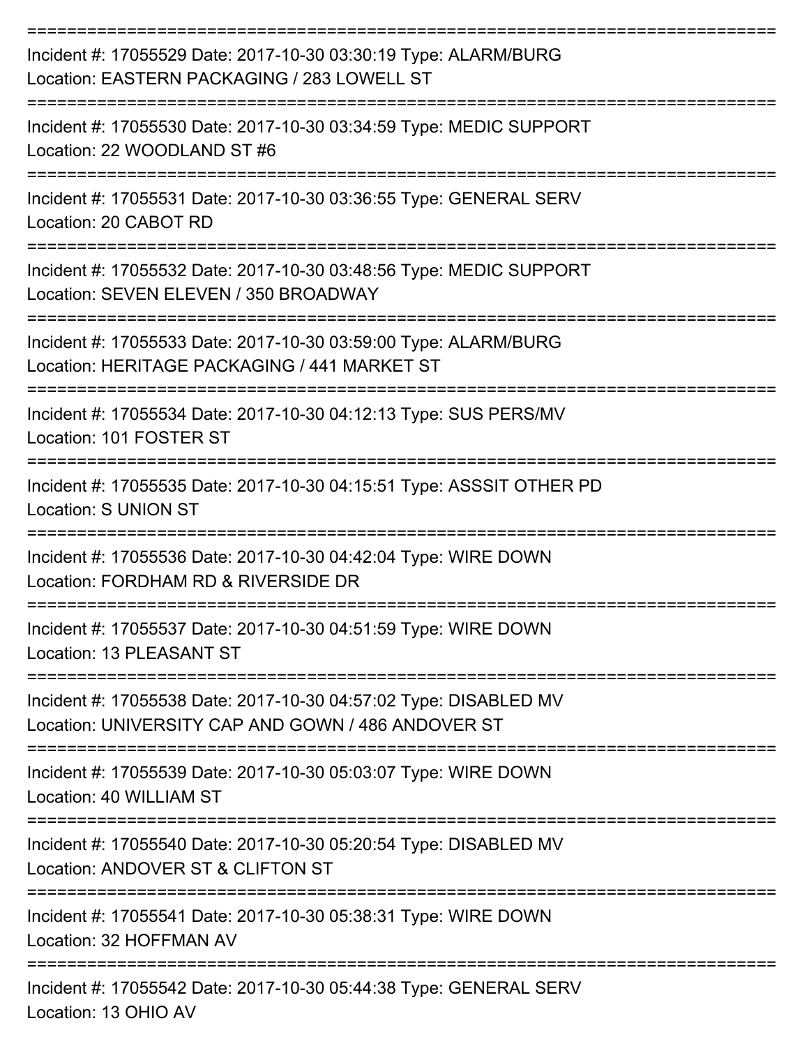===========================================================================

Incident #: 17055529 Date: 2017-10-30 03:30:19 Type: ALARM/BURG
Location: EASTERN PACKAGING / 283 LOWELL ST

===========================================================================

Incident #: 17055530 Date: 2017-10-30 03:34:59 Type: MEDIC SUPPORT
Location: 22 WOODLAND ST #6

===========================================================================

Incident #: 17055531 Date: 2017-10-30 03:36:55 Type: GENERAL SERV
Location: 20 CABOT RD

===========================================================================

Incident #: 17055532 Date: 2017-10-30 03:48:56 Type: MEDIC SUPPORT
Location: SEVEN ELEVEN / 350 BROADWAY

===========================================================================

Incident #: 17055533 Date: 2017-10-30 03:59:00 Type: ALARM/BURG
Location: HERITAGE PACKAGING / 441 MARKET ST

===========================================================================

Incident #: 17055534 Date: 2017-10-30 04:12:13 Type: SUS PERS/MV
Location: 101 FOSTER ST

===========================================================================

Incident #: 17055535 Date: 2017-10-30 04:15:51 Type: ASSSIT OTHER PD
Location: S UNION ST

===========================================================================

Incident #: 17055536 Date: 2017-10-30 04:42:04 Type: WIRE DOWN
Location: FORDHAM RD & RIVERSIDE DR

===========================================================================

Incident #: 17055537 Date: 2017-10-30 04:51:59 Type: WIRE DOWN
Location: 13 PLEASANT ST

===========================================================================

Incident #: 17055538 Date: 2017-10-30 04:57:02 Type: DISABLED MV
Location: UNIVERSITY CAP AND GOWN / 486 ANDOVER ST

===========================================================================

Incident #: 17055539 Date: 2017-10-30 05:03:07 Type: WIRE DOWN
Location: 40 WILLIAM ST

===========================================================================

Incident #: 17055540 Date: 2017-10-30 05:20:54 Type: DISABLED MV
Location: ANDOVER ST & CLIFTON ST

===========================================================================

Incident #: 17055541 Date: 2017-10-30 05:38:31 Type: WIRE DOWN
Location: 32 HOFFMAN AV

===========================================================================

Incident #: 17055542 Date: 2017-10-30 05:44:38 Type: GENERAL SERV
Location: 13 OHIO AV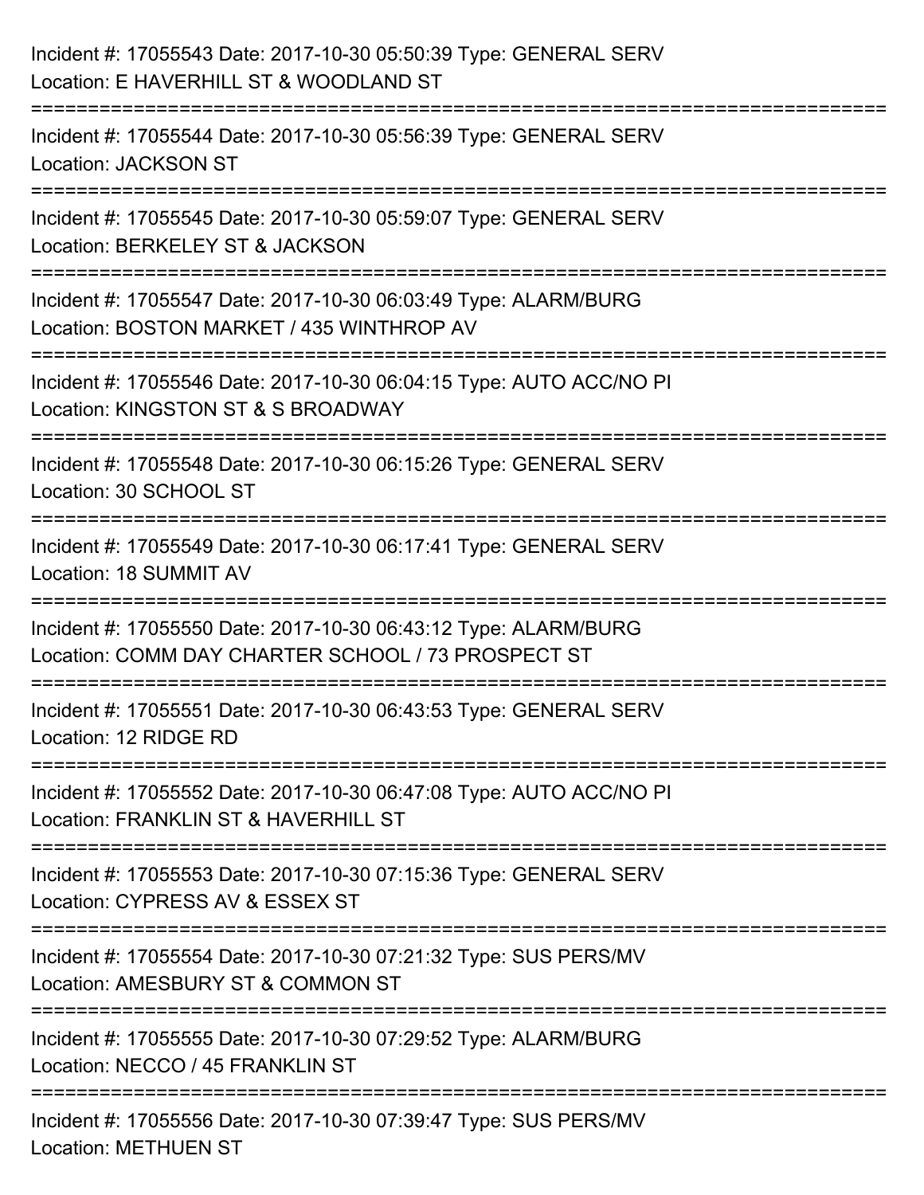Incident #: 17055543 Date: 2017-10-30 05:50:39 Type: GENERAL SERV
Location: E HAVERHILL ST & WOODLAND ST

===========================================================================

Incident #: 17055544 Date: 2017-10-30 05:56:39 Type: GENERAL SERV
Location: JACKSON ST

===========================================================================

Incident #: 17055545 Date: 2017-10-30 05:59:07 Type: GENERAL SERV
Location: BERKELEY ST & JACKSON

===========================================================================

Incident #: 17055547 Date: 2017-10-30 06:03:49 Type: ALARM/BURG
Location: BOSTON MARKET / 435 WINTHROP AV

===========================================================================

Incident #: 17055546 Date: 2017-10-30 06:04:15 Type: AUTO ACC/NO PI
Location: KINGSTON ST & S BROADWAY

===========================================================================

Incident #: 17055548 Date: 2017-10-30 06:15:26 Type: GENERAL SERV
Location: 30 SCHOOL ST

===========================================================================

Incident #: 17055549 Date: 2017-10-30 06:17:41 Type: GENERAL SERV
Location: 18 SUMMIT AV

===========================================================================

Incident #: 17055550 Date: 2017-10-30 06:43:12 Type: ALARM/BURG
Location: COMM DAY CHARTER SCHOOL / 73 PROSPECT ST

===========================================================================

Incident #: 17055551 Date: 2017-10-30 06:43:53 Type: GENERAL SERV
Location: 12 RIDGE RD

===========================================================================

Incident #: 17055552 Date: 2017-10-30 06:47:08 Type: AUTO ACC/NO PI
Location: FRANKLIN ST & HAVERHILL ST

===========================================================================

Incident #: 17055553 Date: 2017-10-30 07:15:36 Type: GENERAL SERV
Location: CYPRESS AV & ESSEX ST

===========================================================================

Incident #: 17055554 Date: 2017-10-30 07:21:32 Type: SUS PERS/MV
Location: AMESBURY ST & COMMON ST

===========================================================================

Incident #: 17055555 Date: 2017-10-30 07:29:52 Type: ALARM/BURG
Location: NECCO / 45 FRANKLIN ST

===========================================================================

Incident #: 17055556 Date: 2017-10-30 07:39:47 Type: SUS PERS/MV
Location: METHUEN ST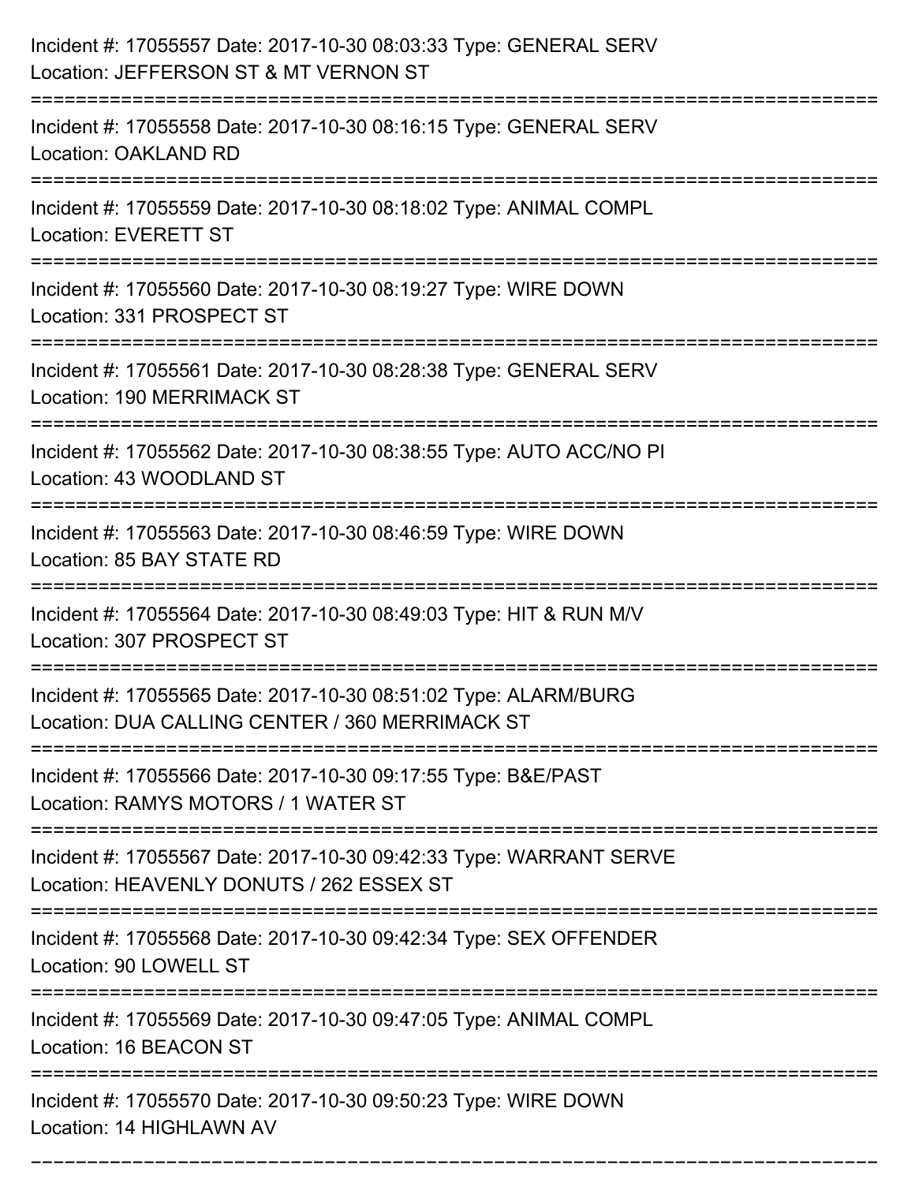Incident #: 17055557 Date: 2017-10-30 08:03:33 Type: GENERAL SERV
Location: JEFFERSON ST & MT VERNON ST

===========================================================================

Incident #: 17055558 Date: 2017-10-30 08:16:15 Type: GENERAL SERV
Location: OAKLAND RD

===========================================================================

Incident #: 17055559 Date: 2017-10-30 08:18:02 Type: ANIMAL COMPL
Location: EVERETT ST

===========================================================================

Incident #: 17055560 Date: 2017-10-30 08:19:27 Type: WIRE DOWN
Location: 331 PROSPECT ST

===========================================================================

Incident #: 17055561 Date: 2017-10-30 08:28:38 Type: GENERAL SERV
Location: 190 MERRIMACK ST

===========================================================================

Incident #: 17055562 Date: 2017-10-30 08:38:55 Type: AUTO ACC/NO PI
Location: 43 WOODLAND ST

===========================================================================

Incident #: 17055563 Date: 2017-10-30 08:46:59 Type: WIRE DOWN
Location: 85 BAY STATE RD

===========================================================================

Incident #: 17055564 Date: 2017-10-30 08:49:03 Type: HIT & RUN M/V
Location: 307 PROSPECT ST

===========================================================================

Incident #: 17055565 Date: 2017-10-30 08:51:02 Type: ALARM/BURG
Location: DUA CALLING CENTER / 360 MERRIMACK ST

===========================================================================

Incident #: 17055566 Date: 2017-10-30 09:17:55 Type: B&E/PAST
Location: RAMYS MOTORS / 1 WATER ST

===========================================================================

Incident #: 17055567 Date: 2017-10-30 09:42:33 Type: WARRANT SERVE
Location: HEAVENLY DONUTS / 262 ESSEX ST

===========================================================================

Incident #: 17055568 Date: 2017-10-30 09:42:34 Type: SEX OFFENDER
Location: 90 LOWELL ST

===========================================================================

Incident #: 17055569 Date: 2017-10-30 09:47:05 Type: ANIMAL COMPL
Location: 16 BEACON ST

===========================================================================

Incident #: 17055570 Date: 2017-10-30 09:50:23 Type: WIRE DOWN
Location: 14 HIGHLAWN AV

===========================================================================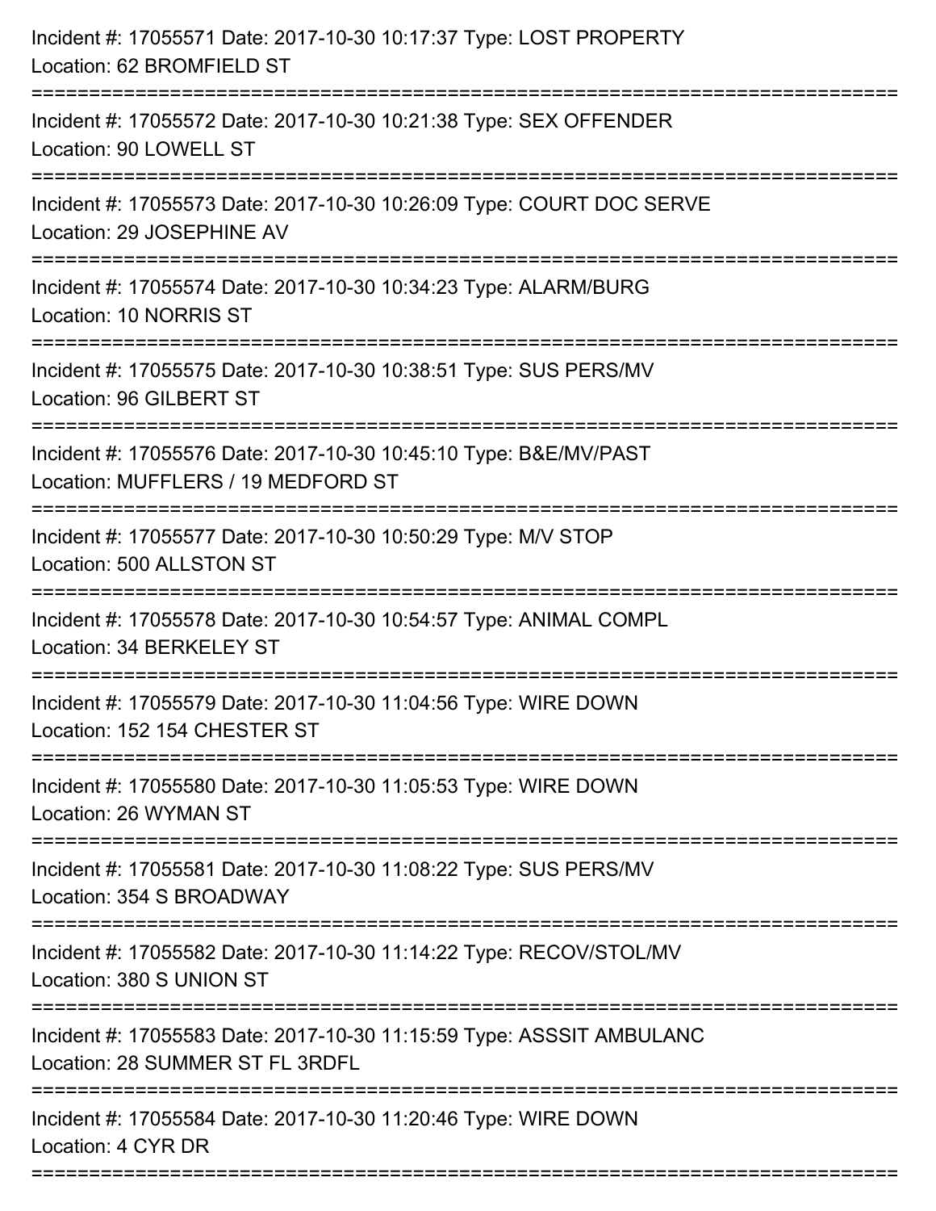Incident #: 17055571 Date: 2017-10-30 10:17:37 Type: LOST PROPERTY
Location: 62 BROMFIELD ST

===========================================================================

Incident #: 17055572 Date: 2017-10-30 10:21:38 Type: SEX OFFENDER
Location: 90 LOWELL ST

===========================================================================

Incident #: 17055573 Date: 2017-10-30 10:26:09 Type: COURT DOC SERVE
Location: 29 JOSEPHINE AV

===========================================================================

Incident #: 17055574 Date: 2017-10-30 10:34:23 Type: ALARM/BURG
Location: 10 NORRIS ST

===========================================================================

Incident #: 17055575 Date: 2017-10-30 10:38:51 Type: SUS PERS/MV
Location: 96 GILBERT ST

===========================================================================

Incident #: 17055576 Date: 2017-10-30 10:45:10 Type: B&E/MV/PAST
Location: MUFFLERS / 19 MEDFORD ST

===========================================================================

Incident #: 17055577 Date: 2017-10-30 10:50:29 Type: M/V STOP
Location: 500 ALLSTON ST

===========================================================================

Incident #: 17055578 Date: 2017-10-30 10:54:57 Type: ANIMAL COMPL
Location: 34 BERKELEY ST

===========================================================================

Incident #: 17055579 Date: 2017-10-30 11:04:56 Type: WIRE DOWN
Location: 152 154 CHESTER ST

===========================================================================

Incident #: 17055580 Date: 2017-10-30 11:05:53 Type: WIRE DOWN
Location: 26 WYMAN ST

===========================================================================

Incident #: 17055581 Date: 2017-10-30 11:08:22 Type: SUS PERS/MV
Location: 354 S BROADWAY

===========================================================================

Incident #: 17055582 Date: 2017-10-30 11:14:22 Type: RECOV/STOL/MV
Location: 380 S UNION ST

===========================================================================

Incident #: 17055583 Date: 2017-10-30 11:15:59 Type: ASSSIT AMBULANC
Location: 28 SUMMER ST FL 3RDFL

===========================================================================

Incident #: 17055584 Date: 2017-10-30 11:20:46 Type: WIRE DOWN
Location: 4 CYR DR

===========================================================================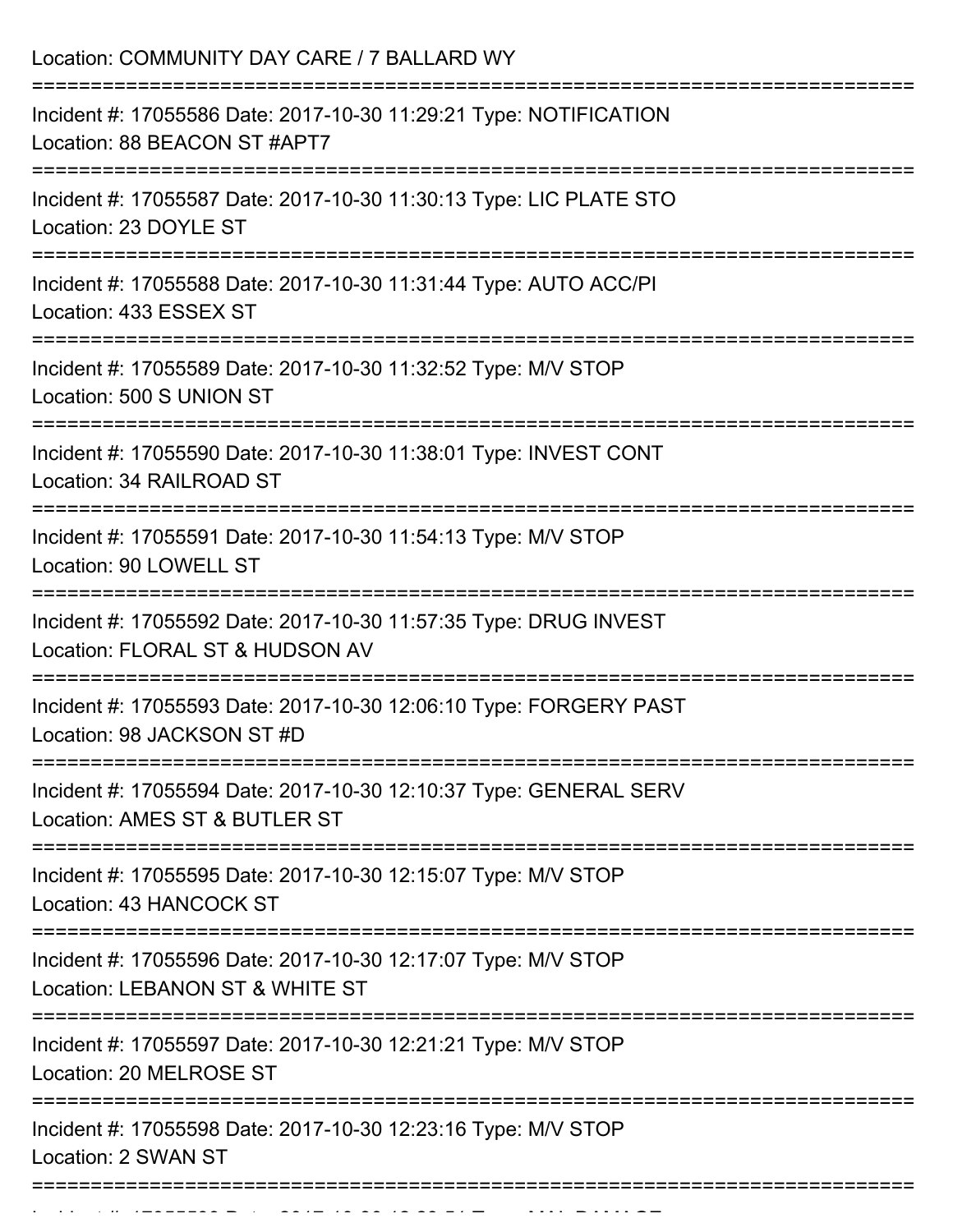Location: COMMUNITY DAY CARE / 7 BALLARD WY

===========================================================================

Incident #: 17055586 Date: 2017-10-30 11:29:21 Type: NOTIFICATION
Location: 88 BEACON ST #APT7

===========================================================================

Incident #: 17055587 Date: 2017-10-30 11:30:13 Type: LIC PLATE STO
Location: 23 DOYLE ST

===========================================================================

Incident #: 17055588 Date: 2017-10-30 11:31:44 Type: AUTO ACC/PI
Location: 433 ESSEX ST

===========================================================================

Incident #: 17055589 Date: 2017-10-30 11:32:52 Type: M/V STOP
Location: 500 S UNION ST

===========================================================================

Incident #: 17055590 Date: 2017-10-30 11:38:01 Type: INVEST CONT
Location: 34 RAILROAD ST

===========================================================================

Incident #: 17055591 Date: 2017-10-30 11:54:13 Type: M/V STOP
Location: 90 LOWELL ST

===========================================================================

Incident #: 17055592 Date: 2017-10-30 11:57:35 Type: DRUG INVEST
Location: FLORAL ST & HUDSON AV

===========================================================================

Incident #: 17055593 Date: 2017-10-30 12:06:10 Type: FORGERY PAST
Location: 98 JACKSON ST #D

===========================================================================

Incident #: 17055594 Date: 2017-10-30 12:10:37 Type: GENERAL SERV
Location: AMES ST & BUTLER ST

===========================================================================

Incident #: 17055595 Date: 2017-10-30 12:15:07 Type: M/V STOP
Location: 43 HANCOCK ST

===========================================================================

Incident #: 17055596 Date: 2017-10-30 12:17:07 Type: M/V STOP
Location: LEBANON ST & WHITE ST

===========================================================================

Incident #: 17055597 Date: 2017-10-30 12:21:21 Type: M/V STOP
Location: 20 MELROSE ST

===========================================================================

Incident #: 17055598 Date: 2017-10-30 12:23:16 Type: M/V STOP
Location: 2 SWAN ST

===========================================================================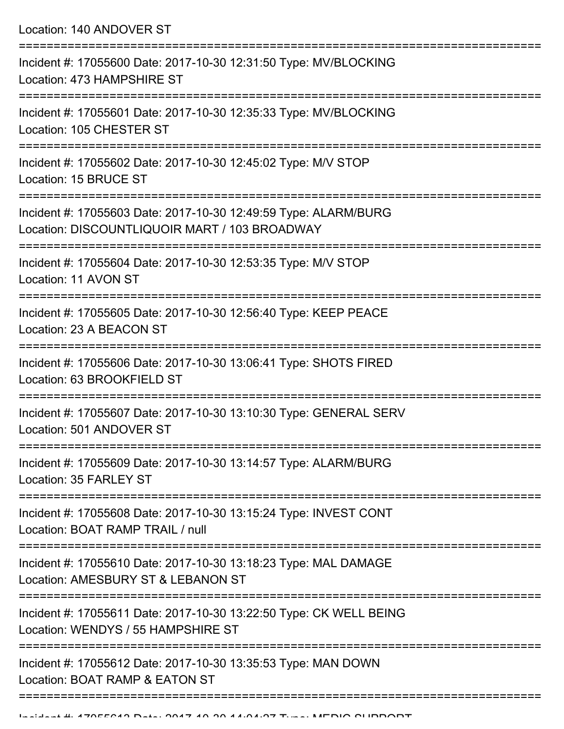Location: 140 ANDOVER ST

===========================================================================

Incident #: 17055600 Date: 2017-10-30 12:31:50 Type: MV/BLOCKING
Location: 473 HAMPSHIRE ST

===========================================================================

Incident #: 17055601 Date: 2017-10-30 12:35:33 Type: MV/BLOCKING
Location: 105 CHESTER ST

===========================================================================

Incident #: 17055602 Date: 2017-10-30 12:45:02 Type: M/V STOP
Location: 15 BRUCE ST

===========================================================================

Incident #: 17055603 Date: 2017-10-30 12:49:59 Type: ALARM/BURG
Location: DISCOUNTLIQUOIR MART / 103 BROADWAY

===========================================================================

Incident #: 17055604 Date: 2017-10-30 12:53:35 Type: M/V STOP
Location: 11 AVON ST

===========================================================================

Incident #: 17055605 Date: 2017-10-30 12:56:40 Type: KEEP PEACE
Location: 23 A BEACON ST

===========================================================================

Incident #: 17055606 Date: 2017-10-30 13:06:41 Type: SHOTS FIRED
Location: 63 BROOKFIELD ST

===========================================================================

Incident #: 17055607 Date: 2017-10-30 13:10:30 Type: GENERAL SERV
Location: 501 ANDOVER ST

===========================================================================

Incident #: 17055609 Date: 2017-10-30 13:14:57 Type: ALARM/BURG
Location: 35 FARLEY ST

===========================================================================

Incident #: 17055608 Date: 2017-10-30 13:15:24 Type: INVEST CONT
Location: BOAT RAMP TRAIL / null

===========================================================================

Incident #: 17055610 Date: 2017-10-30 13:18:23 Type: MAL DAMAGE
Location: AMESBURY ST & LEBANON ST

===========================================================================

Incident #: 17055611 Date: 2017-10-30 13:22:50 Type: CK WELL BEING
Location: WENDYS / 55 HAMPSHIRE ST

===========================================================================

Incident #: 17055612 Date: 2017-10-30 13:35:53 Type: MAN DOWN
Location: BOAT RAMP & EATON ST

===========================================================================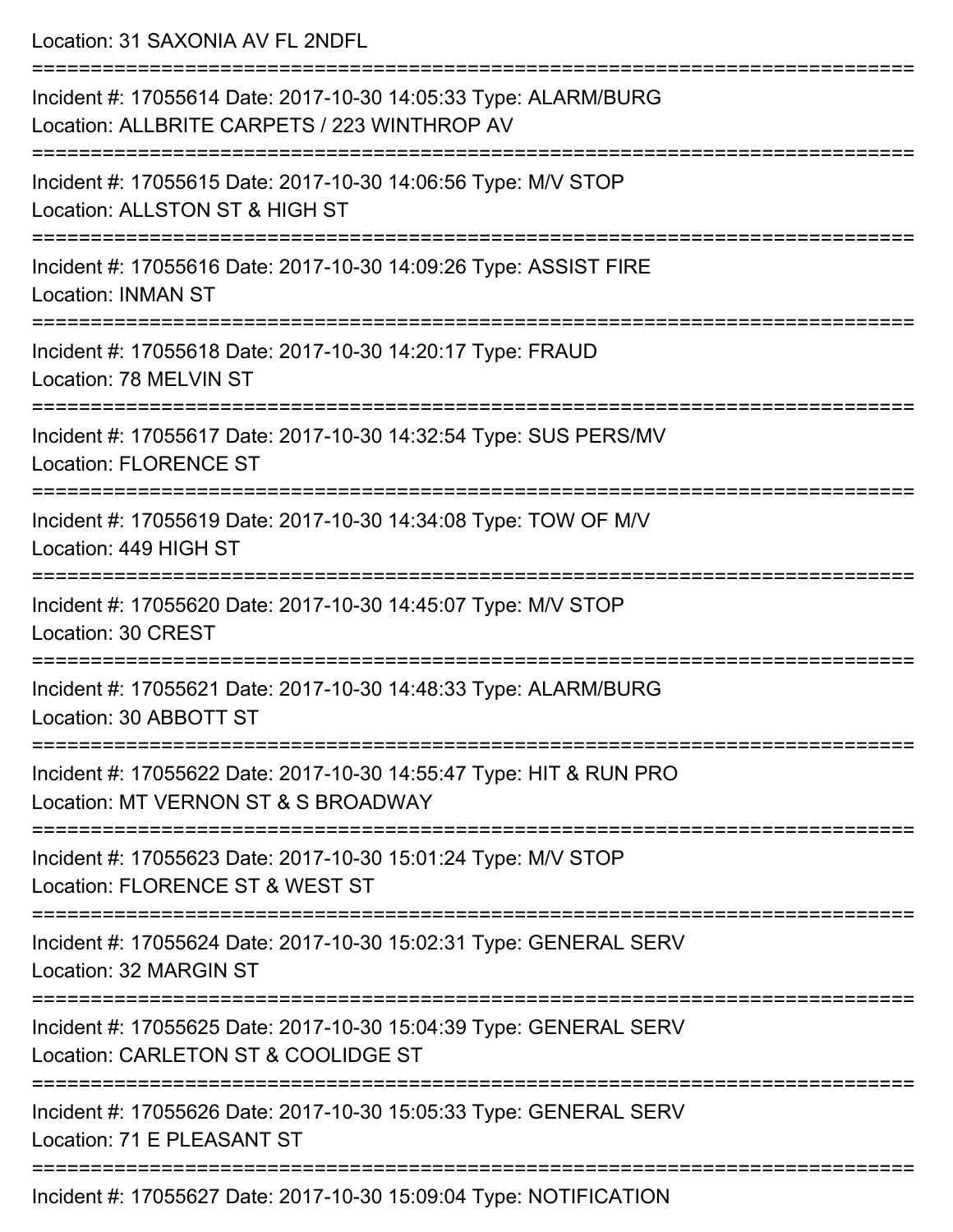Location: 31 SAXONIA AV FL 2NDFL

===========================================================================

Incident #: 17055614 Date: 2017-10-30 14:05:33 Type: ALARM/BURG
Location: ALLBRITE CARPETS / 223 WINTHROP AV

===========================================================================

Incident #: 17055615 Date: 2017-10-30 14:06:56 Type: M/V STOP
Location: ALLSTON ST & HIGH ST

===========================================================================

Incident #: 17055616 Date: 2017-10-30 14:09:26 Type: ASSIST FIRE
Location: INMAN ST

===========================================================================

Incident #: 17055618 Date: 2017-10-30 14:20:17 Type: FRAUD
Location: 78 MELVIN ST

===========================================================================

Incident #: 17055617 Date: 2017-10-30 14:32:54 Type: SUS PERS/MV
Location: FLORENCE ST

===========================================================================

Incident #: 17055619 Date: 2017-10-30 14:34:08 Type: TOW OF M/V
Location: 449 HIGH ST

===========================================================================

Incident #: 17055620 Date: 2017-10-30 14:45:07 Type: M/V STOP
Location: 30 CREST

===========================================================================

Incident #: 17055621 Date: 2017-10-30 14:48:33 Type: ALARM/BURG
Location: 30 ABBOTT ST

===========================================================================

Incident #: 17055622 Date: 2017-10-30 14:55:47 Type: HIT & RUN PRO
Location: MT VERNON ST & S BROADWAY

===========================================================================

Incident #: 17055623 Date: 2017-10-30 15:01:24 Type: M/V STOP
Location: FLORENCE ST & WEST ST

===========================================================================

Incident #: 17055624 Date: 2017-10-30 15:02:31 Type: GENERAL SERV
Location: 32 MARGIN ST

===========================================================================

Incident #: 17055625 Date: 2017-10-30 15:04:39 Type: GENERAL SERV
Location: CARLETON ST & COOLIDGE ST

===========================================================================

Incident #: 17055626 Date: 2017-10-30 15:05:33 Type: GENERAL SERV
Location: 71 E PLEASANT ST

===========================================================================

Incident #: 17055627 Date: 2017-10-30 15:09:04 Type: NOTIFICATION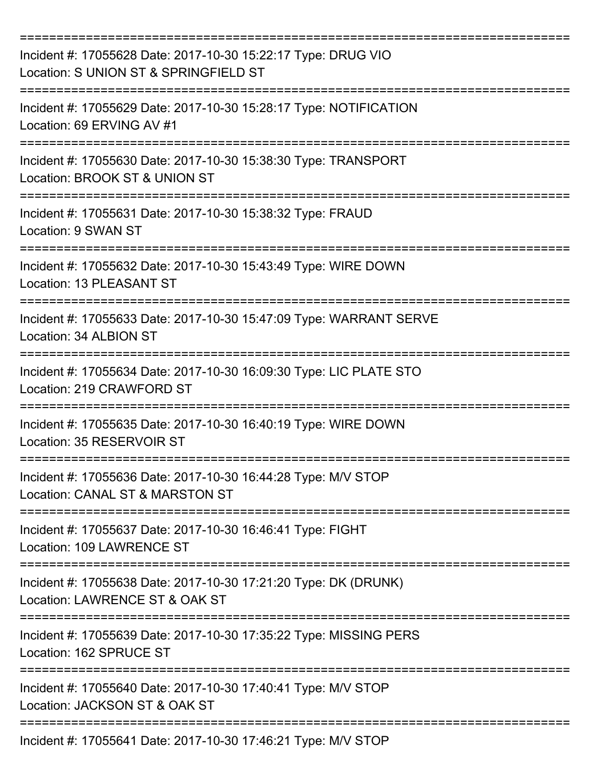===========================================================================
Incident #: 17055628 Date: 2017-10-30 15:22:17 Type: DRUG VIO
Location: S UNION ST & SPRINGFIELD ST
===========================================================================
Incident #: 17055629 Date: 2017-10-30 15:28:17 Type: NOTIFICATION
Location: 69 ERVING AV #1
===========================================================================
Incident #: 17055630 Date: 2017-10-30 15:38:30 Type: TRANSPORT
Location: BROOK ST & UNION ST
===========================================================================
Incident #: 17055631 Date: 2017-10-30 15:38:32 Type: FRAUD
Location: 9 SWAN ST
===========================================================================
Incident #: 17055632 Date: 2017-10-30 15:43:49 Type: WIRE DOWN
Location: 13 PLEASANT ST
===========================================================================
Incident #: 17055633 Date: 2017-10-30 15:47:09 Type: WARRANT SERVE
Location: 34 ALBION ST
===========================================================================
Incident #: 17055634 Date: 2017-10-30 16:09:30 Type: LIC PLATE STO
Location: 219 CRAWFORD ST
===========================================================================
Incident #: 17055635 Date: 2017-10-30 16:40:19 Type: WIRE DOWN
Location: 35 RESERVOIR ST
===========================================================================
Incident #: 17055636 Date: 2017-10-30 16:44:28 Type: M/V STOP
Location: CANAL ST & MARSTON ST
===========================================================================
Incident #: 17055637 Date: 2017-10-30 16:46:41 Type: FIGHT
Location: 109 LAWRENCE ST
===========================================================================
Incident #: 17055638 Date: 2017-10-30 17:21:20 Type: DK (DRUNK)
Location: LAWRENCE ST & OAK ST
===========================================================================
Incident #: 17055639 Date: 2017-10-30 17:35:22 Type: MISSING PERS
Location: 162 SPRUCE ST
===========================================================================
Incident #: 17055640 Date: 2017-10-30 17:40:41 Type: M/V STOP
Location: JACKSON ST & OAK ST
===========================================================================
Incident #: 17055641 Date: 2017-10-30 17:46:21 Type: M/V STOP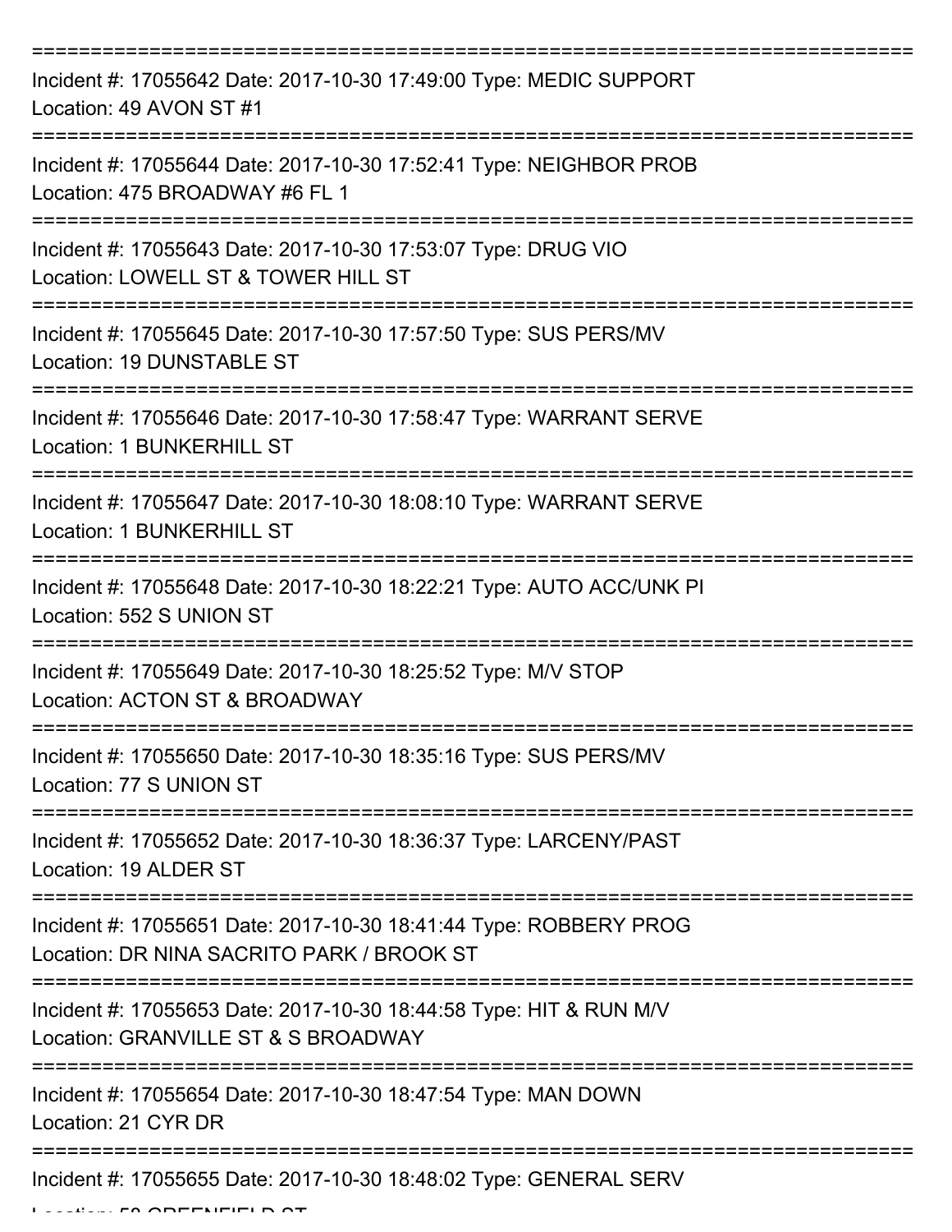Incident #: 17055642 Date: 2017-10-30 17:49:00 Type: MEDIC SUPPORT
Location: 49 AVON ST #1

Incident #: 17055644 Date: 2017-10-30 17:52:41 Type: NEIGHBOR PROB
Location: 475 BROADWAY #6 FL 1

Incident #: 17055643 Date: 2017-10-30 17:53:07 Type: DRUG VIO
Location: LOWELL ST & TOWER HILL ST

Incident #: 17055645 Date: 2017-10-30 17:57:50 Type: SUS PERS/MV
Location: 19 DUNSTABLE ST

Incident #: 17055646 Date: 2017-10-30 17:58:47 Type: WARRANT SERVE
Location: 1 BUNKERHILL ST

Incident #: 17055647 Date: 2017-10-30 18:08:10 Type: WARRANT SERVE
Location: 1 BUNKERHILL ST

Incident #: 17055648 Date: 2017-10-30 18:22:21 Type: AUTO ACC/UNK PI
Location: 552 S UNION ST

Incident #: 17055649 Date: 2017-10-30 18:25:52 Type: M/V STOP
Location: ACTON ST & BROADWAY

Incident #: 17055650 Date: 2017-10-30 18:35:16 Type: SUS PERS/MV
Location: 77 S UNION ST

Incident #: 17055652 Date: 2017-10-30 18:36:37 Type: LARCENY/PAST
Location: 19 ALDER ST

Incident #: 17055651 Date: 2017-10-30 18:41:44 Type: ROBBERY PROG
Location: DR NINA SACRITO PARK / BROOK ST

Incident #: 17055653 Date: 2017-10-30 18:44:58 Type: HIT & RUN M/V
Location: GRANVILLE ST & S BROADWAY

Incident #: 17055654 Date: 2017-10-30 18:47:54 Type: MAN DOWN
Location: 21 CYR DR

Incident #: 17055655 Date: 2017-10-30 18:48:02 Type: GENERAL SERV
Location: 58 GREENFIELD ST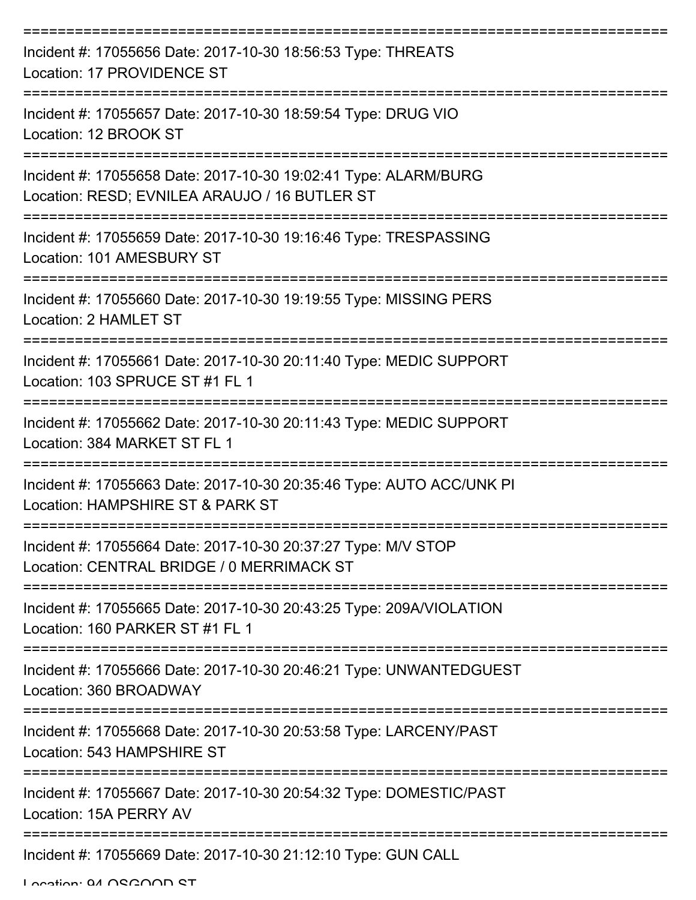===========================================================================

Incident #: 17055656 Date: 2017-10-30 18:56:53 Type: THREATS
Location: 17 PROVIDENCE ST

===========================================================================

Incident #: 17055657 Date: 2017-10-30 18:59:54 Type: DRUG VIO
Location: 12 BROOK ST

===========================================================================

Incident #: 17055658 Date: 2017-10-30 19:02:41 Type: ALARM/BURG
Location: RESD; EVNILEA ARAUJO / 16 BUTLER ST

===========================================================================

Incident #: 17055659 Date: 2017-10-30 19:16:46 Type: TRESPASSING
Location: 101 AMESBURY ST

===========================================================================

Incident #: 17055660 Date: 2017-10-30 19:19:55 Type: MISSING PERS
Location: 2 HAMLET ST

===========================================================================

Incident #: 17055661 Date: 2017-10-30 20:11:40 Type: MEDIC SUPPORT
Location: 103 SPRUCE ST #1 FL 1

===========================================================================

Incident #: 17055662 Date: 2017-10-30 20:11:43 Type: MEDIC SUPPORT
Location: 384 MARKET ST FL 1

===========================================================================

Incident #: 17055663 Date: 2017-10-30 20:35:46 Type: AUTO ACC/UNK PI
Location: HAMPSHIRE ST & PARK ST

===========================================================================

Incident #: 17055664 Date: 2017-10-30 20:37:27 Type: M/V STOP
Location: CENTRAL BRIDGE / 0 MERRIMACK ST

===========================================================================

Incident #: 17055665 Date: 2017-10-30 20:43:25 Type: 209A/VIOLATION
Location: 160 PARKER ST #1 FL 1

===========================================================================

Incident #: 17055666 Date: 2017-10-30 20:46:21 Type: UNWANTEDGUEST
Location: 360 BROADWAY

===========================================================================

Incident #: 17055668 Date: 2017-10-30 20:53:58 Type: LARCENY/PAST
Location: 543 HAMPSHIRE ST

===========================================================================

Incident #: 17055667 Date: 2017-10-30 20:54:32 Type: DOMESTIC/PAST
Location: 15A PERRY AV

===========================================================================

Incident #: 17055669 Date: 2017-10-30 21:12:10 Type: GUN CALL
Location: 94 OSGOOD ST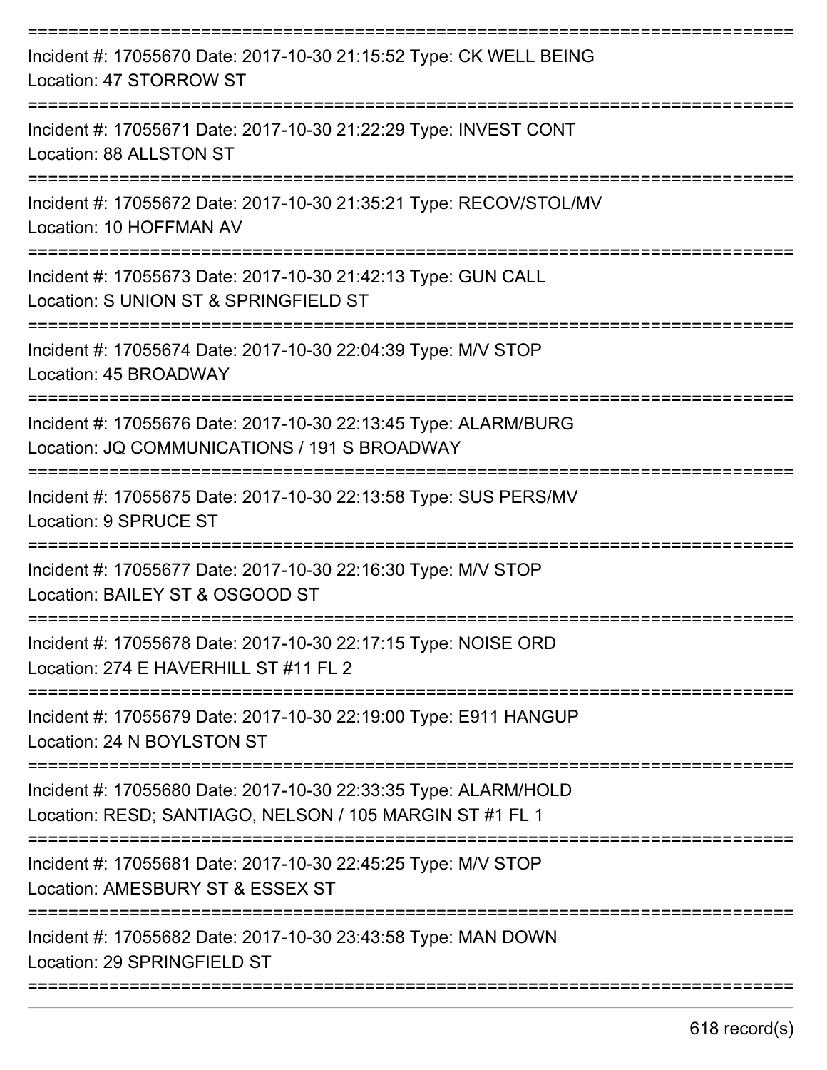===========================================================================
Incident #: 17055670 Date: 2017-10-30 21:15:52 Type: CK WELL BEING
Location: 47 STORROW ST
===========================================================================
Incident #: 17055671 Date: 2017-10-30 21:22:29 Type: INVEST CONT
Location: 88 ALLSTON ST
===========================================================================
Incident #: 17055672 Date: 2017-10-30 21:35:21 Type: RECOV/STOL/MV
Location: 10 HOFFMAN AV
===========================================================================
Incident #: 17055673 Date: 2017-10-30 21:42:13 Type: GUN CALL
Location: S UNION ST & SPRINGFIELD ST
===========================================================================
Incident #: 17055674 Date: 2017-10-30 22:04:39 Type: M/V STOP
Location: 45 BROADWAY
===========================================================================
Incident #: 17055676 Date: 2017-10-30 22:13:45 Type: ALARM/BURG
Location: JQ COMMUNICATIONS / 191 S BROADWAY
===========================================================================
Incident #: 17055675 Date: 2017-10-30 22:13:58 Type: SUS PERS/MV
Location: 9 SPRUCE ST
===========================================================================
Incident #: 17055677 Date: 2017-10-30 22:16:30 Type: M/V STOP
Location: BAILEY ST & OSGOOD ST
===========================================================================
Incident #: 17055678 Date: 2017-10-30 22:17:15 Type: NOISE ORD
Location: 274 E HAVERHILL ST #11 FL 2
===========================================================================
Incident #: 17055679 Date: 2017-10-30 22:19:00 Type: E911 HANGUP
Location: 24 N BOYLSTON ST
===========================================================================
Incident #: 17055680 Date: 2017-10-30 22:33:35 Type: ALARM/HOLD
Location: RESD; SANTIAGO, NELSON / 105 MARGIN ST #1 FL 1
===========================================================================
Incident #: 17055681 Date: 2017-10-30 22:45:25 Type: M/V STOP
Location: AMESBURY ST & ESSEX ST
===========================================================================
Incident #: 17055682 Date: 2017-10-30 23:43:58 Type: MAN DOWN
Location: 29 SPRINGFIELD ST
===========================================================================

618 record(s)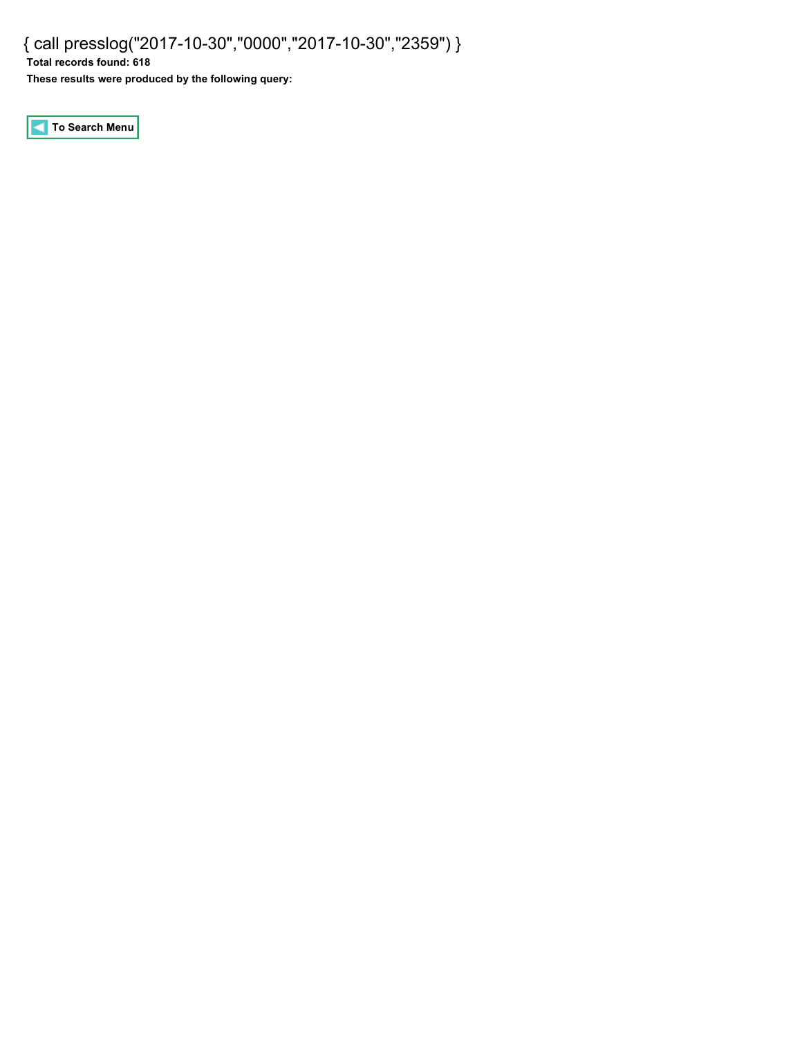{ call presslog("2017-10-30","0000","2017-10-30","2359") }

**Total records found: 618**

**These results were produced by the following query:**

**To Search Menu**